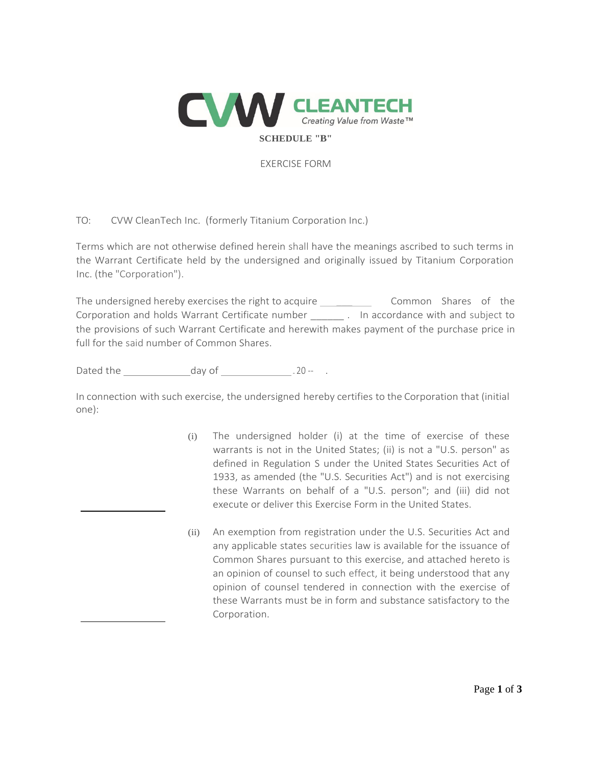CVW CLEANTECH
*Creating Value from Waste™*

**SCHEDULE "B"**

EXERCISE FORM

TO: CVW CleanTech Inc. (formerly Titanium Corporation Inc.)

Terms which are not otherwise defined herein shall have the meanings ascribed to such terms in the Warrant Certificate held by the undersigned and originally issued by Titanium Corporation Inc. (the "Corporation").

The undersigned hereby exercises the right to acquire __________ Common Shares of the Corporation and holds Warrant Certificate number ______ . In accordance with and subject to the provisions of such Warrant Certificate and herewith makes payment of the purchase price in full for the said number of Common Shares.

Dated the ____________ day of ____________ , 20 -- .

In connection with such exercise, the undersigned hereby certifies to the Corporation that (initial one):

_______________ (i) The undersigned holder (i) at the time of exercise of these warrants is not in the United States; (ii) is not a "U.S. person" as defined in Regulation S under the United States Securities Act of 1933, as amended (the "U.S. Securities Act") and is not exercising these Warrants on behalf of a "U.S. person"; and (iii) did not execute or deliver this Exercise Form in the United States.

_______________ (ii) An exemption from registration under the U.S. Securities Act and any applicable states securities law is available for the issuance of Common Shares pursuant to this exercise, and attached hereto is an opinion of counsel to such effect, it being understood that any opinion of counsel tendered in connection with the exercise of these Warrants must be in form and substance satisfactory to the Corporation.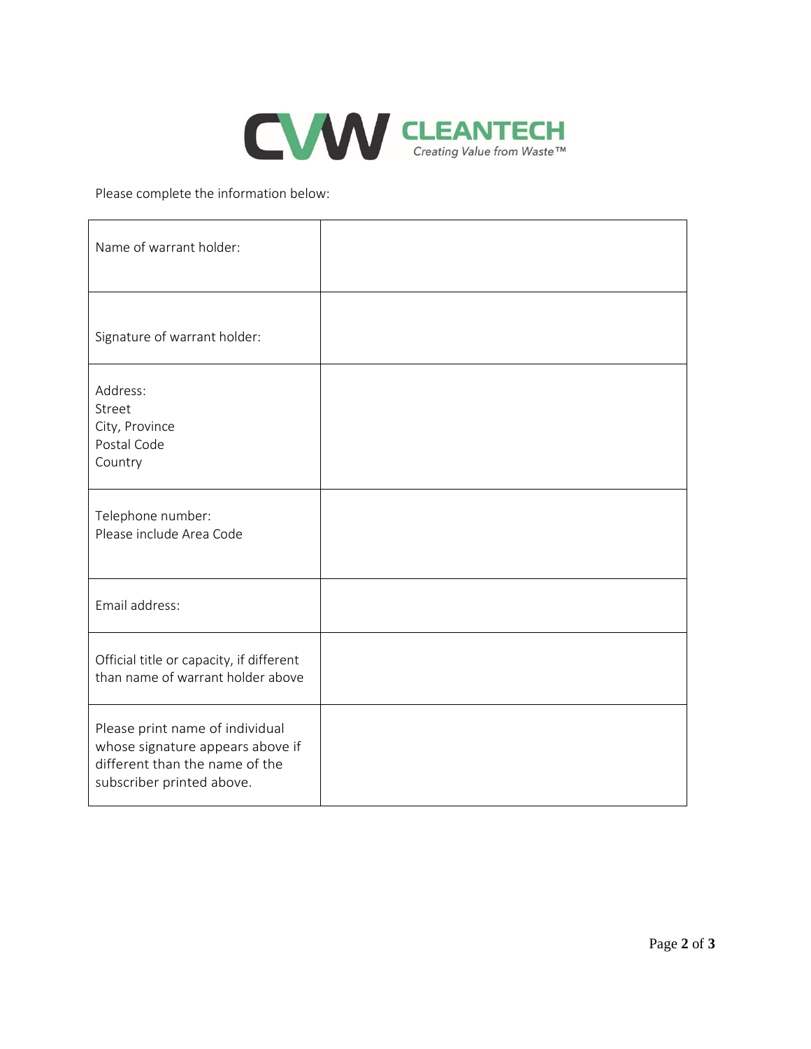Please complete the information below:

| | |
|---|---|
| Name of warrant holder: | |
| Signature of warrant holder: | |
| Address:<br>Street<br>City, Province<br>Postal Code<br>Country | |
| Telephone number:<br>Please include Area Code | |
| Email address: | |
| Official title or capacity, if different than name of warrant holder above | |
| Please print name of individual whose signature appears above if different than the name of the subscriber printed above. | |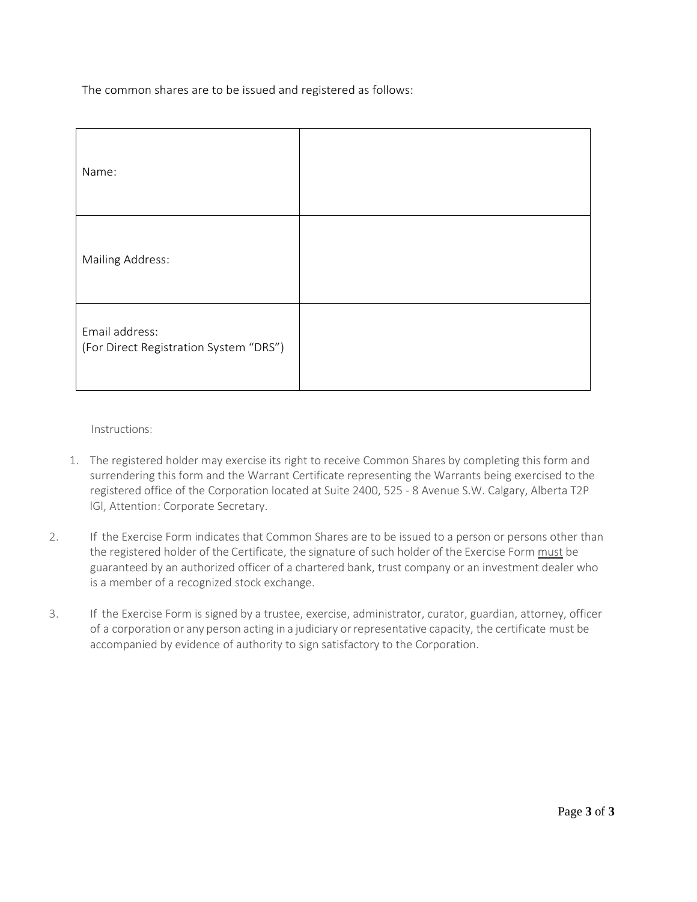The common shares are to be issued and registered as follows:

| | |
|---|---|
| Name: | |
| Mailing Address: | |
| Email address:<br>(For Direct Registration System "DRS") | |

Instructions:

1. The registered holder may exercise its right to receive Common Shares by completing this form and surrendering this form and the Warrant Certificate representing the Warrants being exercised to the registered office of the Corporation located at Suite 2400, 525 - 8 Avenue S.W. Calgary, Alberta T2P lGl, Attention: Corporate Secretary.

2. If the Exercise Form indicates that Common Shares are to be issued to a person or persons other than the registered holder of the Certificate, the signature of such holder of the Exercise Form <u>must</u> be guaranteed by an authorized officer of a chartered bank, trust company or an investment dealer who is a member of a recognized stock exchange.

3. If the Exercise Form is signed by a trustee, exercise, administrator, curator, guardian, attorney, officer of a corporation or any person acting in a judiciary or representative capacity, the certificate must be accompanied by evidence of authority to sign satisfactory to the Corporation.